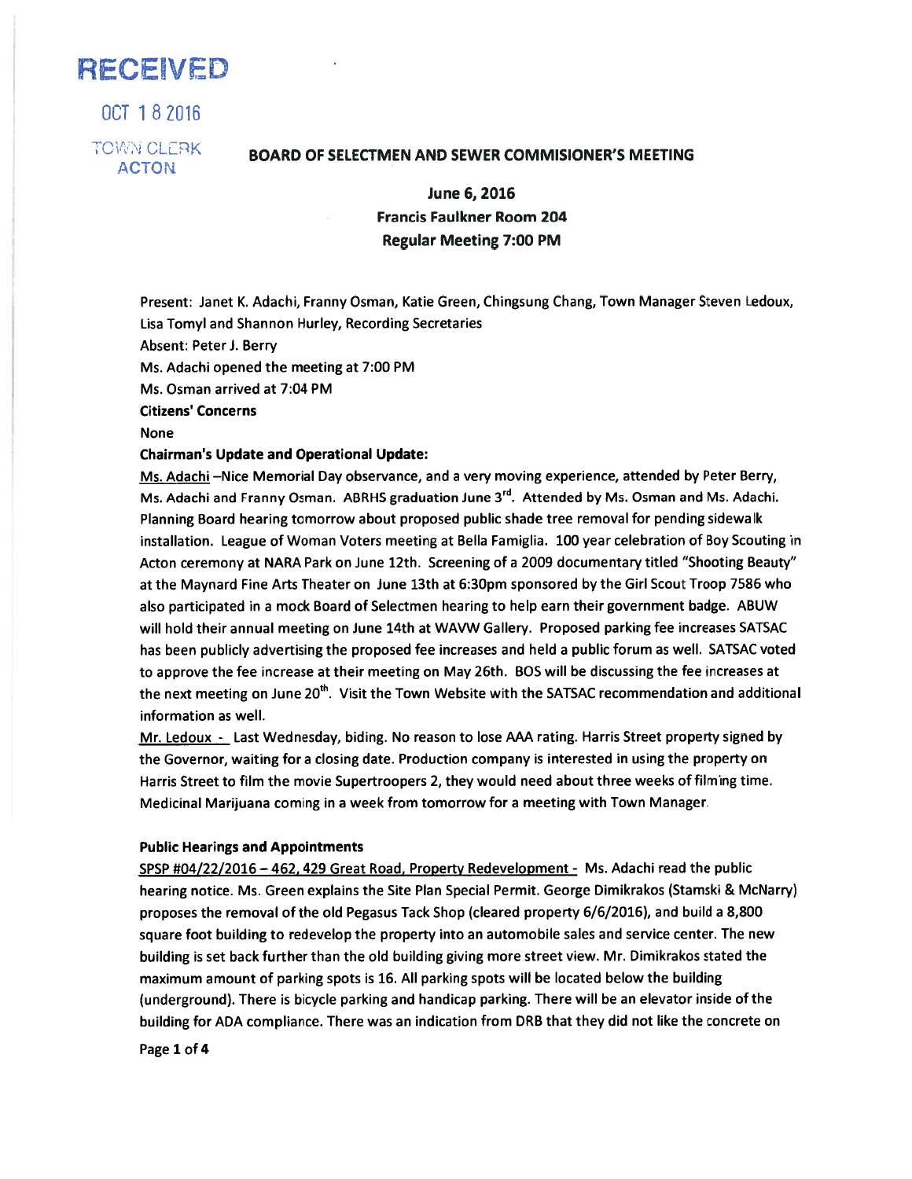RECEIVED

OCT 18 2016

TOWN CLERK
ACTON

## BOARD OF SELECTMEN AND SEWER COMMISIONER'S MEETING

**June 6, 2016**
**Francis Faulkner Room 204**
**Regular Meeting 7:00 PM**

Present: Janet K. Adachi, Franny Osman, Katie Green, Chingsung Chang, Town Manager Steven Ledoux, Lisa Tomyl and Shannon Hurley, Recording Secretaries

Absent: Peter J. Berry

Ms. Adachi opened the meeting at 7:00 PM

Ms. Osman arrived at 7:04 PM

**Citizens' Concerns**

None

**Chairman's Update and Operational Update:**

Ms. Adachi –Nice Memorial Day observance, and a very moving experience, attended by Peter Berry, Ms. Adachi and Franny Osman. ABRHS graduation June 3rd. Attended by Ms. Osman and Ms. Adachi. Planning Board hearing tomorrow about proposed public shade tree removal for pending sidewalk installation. League of Woman Voters meeting at Bella Famiglia. 100 year celebration of Boy Scouting in Acton ceremony at NARA Park on June 12th. Screening of a 2009 documentary titled "Shooting Beauty" at the Maynard Fine Arts Theater on June 13th at 6:30pm sponsored by the Girl Scout Troop 7586 who also participated in a mock Board of Selectmen hearing to help earn their government badge. ABUW will hold their annual meeting on June 14th at WAVW Gallery. Proposed parking fee increases SATSAC has been publicly advertising the proposed fee increases and held a public forum as well. SATSAC voted to approve the fee increase at their meeting on May 26th. BOS will be discussing the fee increases at the next meeting on June 20th. Visit the Town Website with the SATSAC recommendation and additional information as well.

Mr. Ledoux - Last Wednesday, biding. No reason to lose AAA rating. Harris Street property signed by the Governor, waiting for a closing date. Production company is interested in using the property on Harris Street to film the movie Supertroopers 2, they would need about three weeks of filming time. Medicinal Marijuana coming in a week from tomorrow for a meeting with Town Manager.

**Public Hearings and Appointments**

SPSP #04/22/2016 – 462, 429 Great Road, Property Redevelopment - Ms. Adachi read the public hearing notice. Ms. Green explains the Site Plan Special Permit. George Dimikrakos (Stamski & McNarry) proposes the removal of the old Pegasus Tack Shop (cleared property 6/6/2016), and build a 8,800 square foot building to redevelop the property into an automobile sales and service center. The new building is set back further than the old building giving more street view. Mr. Dimikrakos stated the maximum amount of parking spots is 16. All parking spots will be located below the building (underground). There is bicycle parking and handicap parking. There will be an elevator inside of the building for ADA compliance. There was an indication from DRB that they did not like the concrete on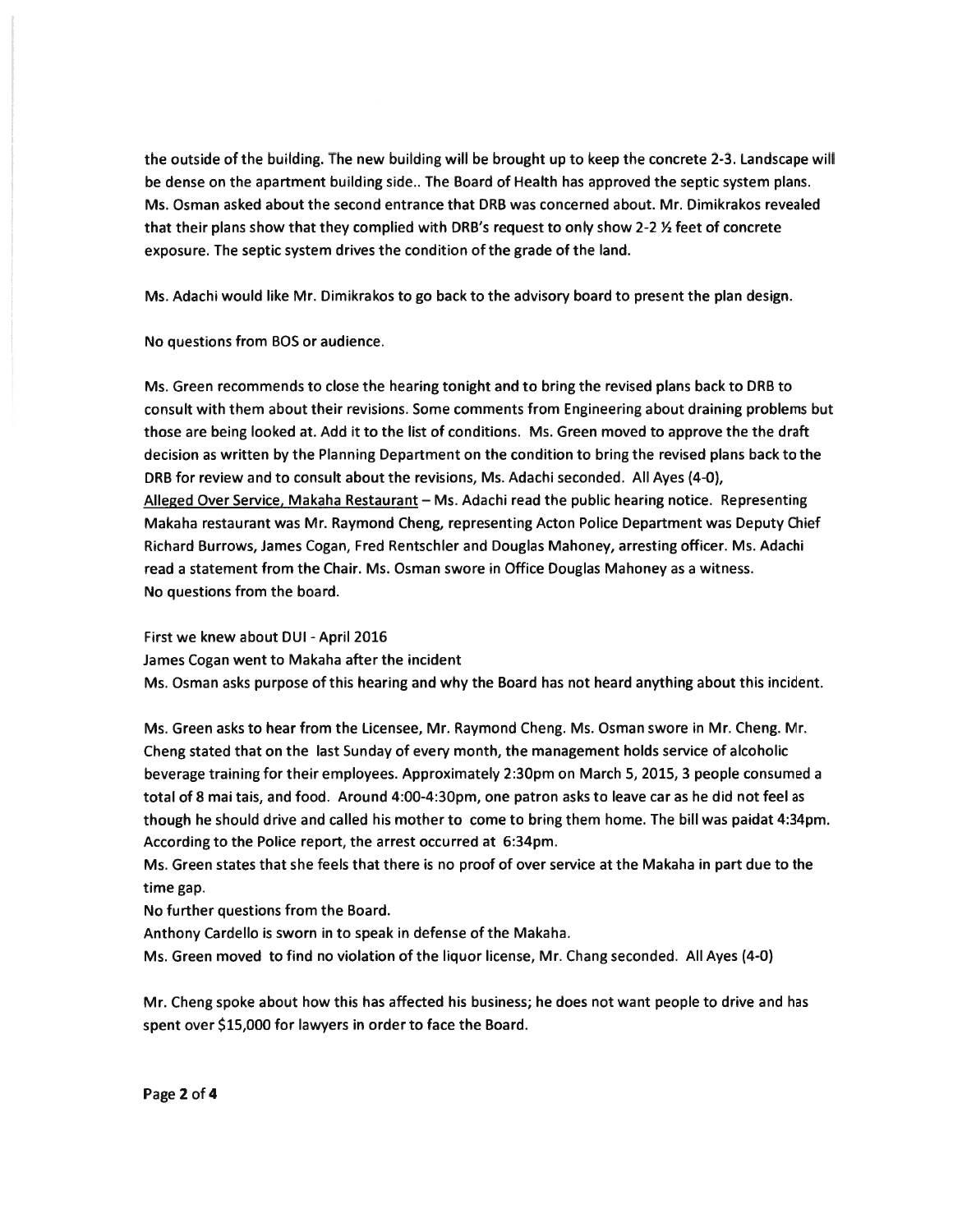the outside of the building. The new building will be brought up to keep the concrete 2-3. Landscape will be dense on the apartment building side.. The Board of Health has approved the septic system plans. Ms. Osman asked about the second entrance that DRB was concerned about. Mr. Dimikrakos revealed that their plans show that they complied with DRB's request to only show 2-2 ½ feet of concrete exposure. The septic system drives the condition of the grade of the land.

Ms. Adachi would like Mr. Dimikrakos to go back to the advisory board to present the plan design.

No questions from BOS or audience.

Ms. Green recommends to close the hearing tonight and to bring the revised plans back to DRB to consult with them about their revisions. Some comments from Engineering about draining problems but those are being looked at. Add it to the list of conditions. Ms. Green moved to approve the the draft decision as written by the Planning Department on the condition to bring the revised plans back to the DRB for review and to consult about the revisions, Ms. Adachi seconded. All Ayes (4-0),

Alleged Over Service, Makaha Restaurant – Ms. Adachi read the public hearing notice. Representing Makaha restaurant was Mr. Raymond Cheng, representing Acton Police Department was Deputy Chief Richard Burrows, James Cogan, Fred Rentschler and Douglas Mahoney, arresting officer. Ms. Adachi read a statement from the Chair. Ms. Osman swore in Office Douglas Mahoney as a witness.

No questions from the board.

First we knew about DUI - April 2016

James Cogan went to Makaha after the incident

Ms. Osman asks purpose of this hearing and why the Board has not heard anything about this incident.

Ms. Green asks to hear from the Licensee, Mr. Raymond Cheng. Ms. Osman swore in Mr. Cheng. Mr. Cheng stated that on the last Sunday of every month, the management holds service of alcoholic beverage training for their employees. Approximately 2:30pm on March 5, 2015, 3 people consumed a total of 8 mai tais, and food. Around 4:00-4:30pm, one patron asks to leave car as he did not feel as though he should drive and called his mother to come to bring them home. The bill was paidat 4:34pm. According to the Police report, the arrest occurred at 6:34pm.

Ms. Green states that she feels that there is no proof of over service at the Makaha in part due to the time gap.

No further questions from the Board.

Anthony Cardello is sworn in to speak in defense of the Makaha.

Ms. Green moved to find no violation of the liquor license, Mr. Chang seconded. All Ayes (4-0)

Mr. Cheng spoke about how this has affected his business; he does not want people to drive and has spent over $15,000 for lawyers in order to face the Board.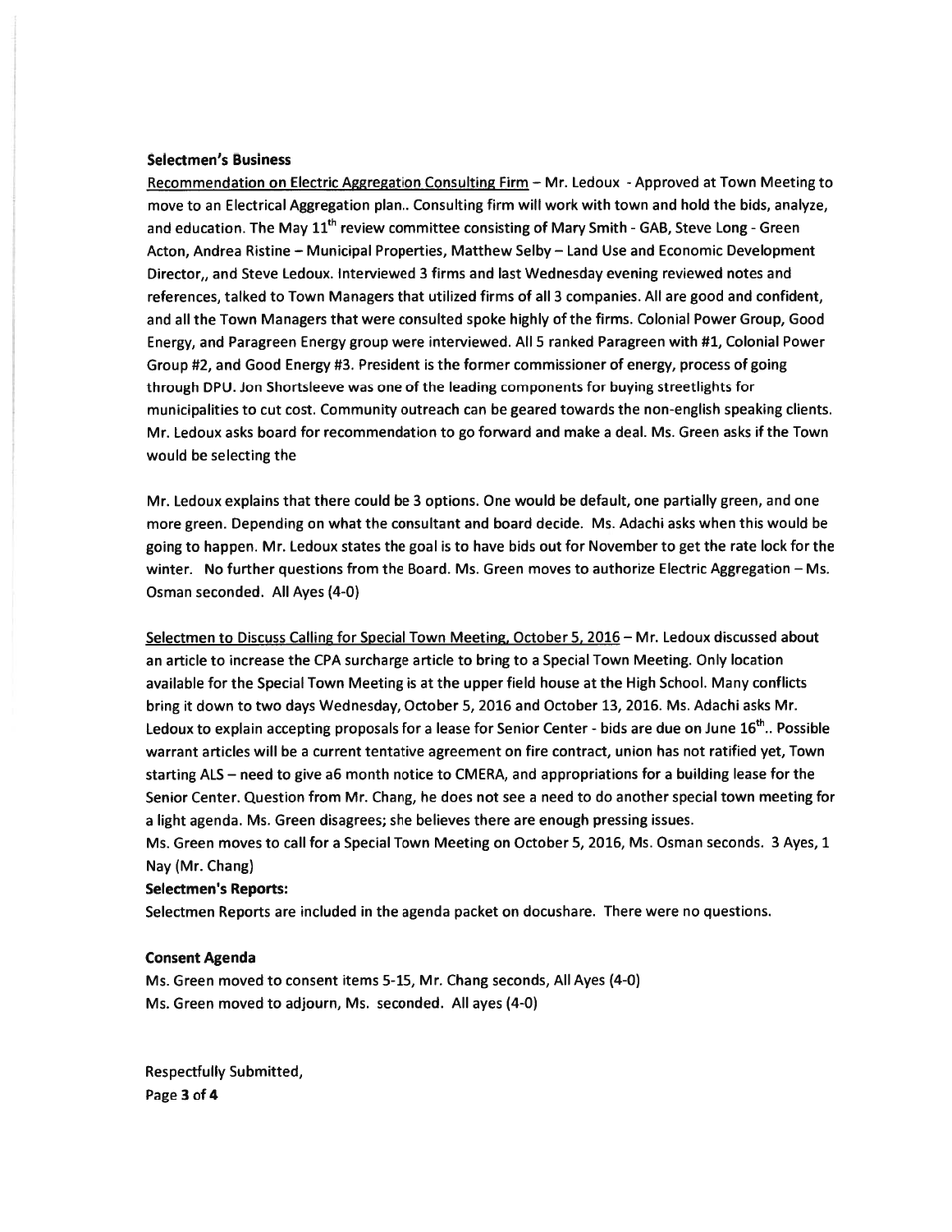**Selectmen's Business**

Recommendation on Electric Aggregation Consulting Firm – Mr. Ledoux - Approved at Town Meeting to move to an Electrical Aggregation plan.. Consulting firm will work with town and hold the bids, analyze, and education. The May 11th review committee consisting of Mary Smith - GAB, Steve Long - Green Acton, Andrea Ristine – Municipal Properties, Matthew Selby – Land Use and Economic Development Director,, and Steve Ledoux. Interviewed 3 firms and last Wednesday evening reviewed notes and references, talked to Town Managers that utilized firms of all 3 companies. All are good and confident, and all the Town Managers that were consulted spoke highly of the firms. Colonial Power Group, Good Energy, and Paragreen Energy group were interviewed. All 5 ranked Paragreen with #1, Colonial Power Group #2, and Good Energy #3. President is the former commissioner of energy, process of going through DPU. Jon Shortsleeve was one of the leading components for buying streetlights for municipalities to cut cost. Community outreach can be geared towards the non-english speaking clients. Mr. Ledoux asks board for recommendation to go forward and make a deal. Ms. Green asks if the Town would be selecting the

Mr. Ledoux explains that there could be 3 options. One would be default, one partially green, and one more green. Depending on what the consultant and board decide. Ms. Adachi asks when this would be going to happen. Mr. Ledoux states the goal is to have bids out for November to get the rate lock for the winter. No further questions from the Board. Ms. Green moves to authorize Electric Aggregation – Ms. Osman seconded. All Ayes (4-0)

Selectmen to Discuss Calling for Special Town Meeting, October 5, 2016 – Mr. Ledoux discussed about an article to increase the CPA surcharge article to bring to a Special Town Meeting. Only location available for the Special Town Meeting is at the upper field house at the High School. Many conflicts bring it down to two days Wednesday, October 5, 2016 and October 13, 2016. Ms. Adachi asks Mr. Ledoux to explain accepting proposals for a lease for Senior Center - bids are due on June 16th.. Possible warrant articles will be a current tentative agreement on fire contract, union has not ratified yet, Town starting ALS – need to give a6 month notice to CMERA, and appropriations for a building lease for the Senior Center. Question from Mr. Chang, he does not see a need to do another special town meeting for a light agenda. Ms. Green disagrees; she believes there are enough pressing issues.

Ms. Green moves to call for a Special Town Meeting on October 5, 2016, Ms. Osman seconds. 3 Ayes, 1 Nay (Mr. Chang)

**Selectmen's Reports:**

Selectmen Reports are included in the agenda packet on docushare. There were no questions.

**Consent Agenda**

Ms. Green moved to consent items 5-15, Mr. Chang seconds, All Ayes (4-0)

Ms. Green moved to adjourn, Ms. seconded. All ayes (4-0)

Respectfully Submitted,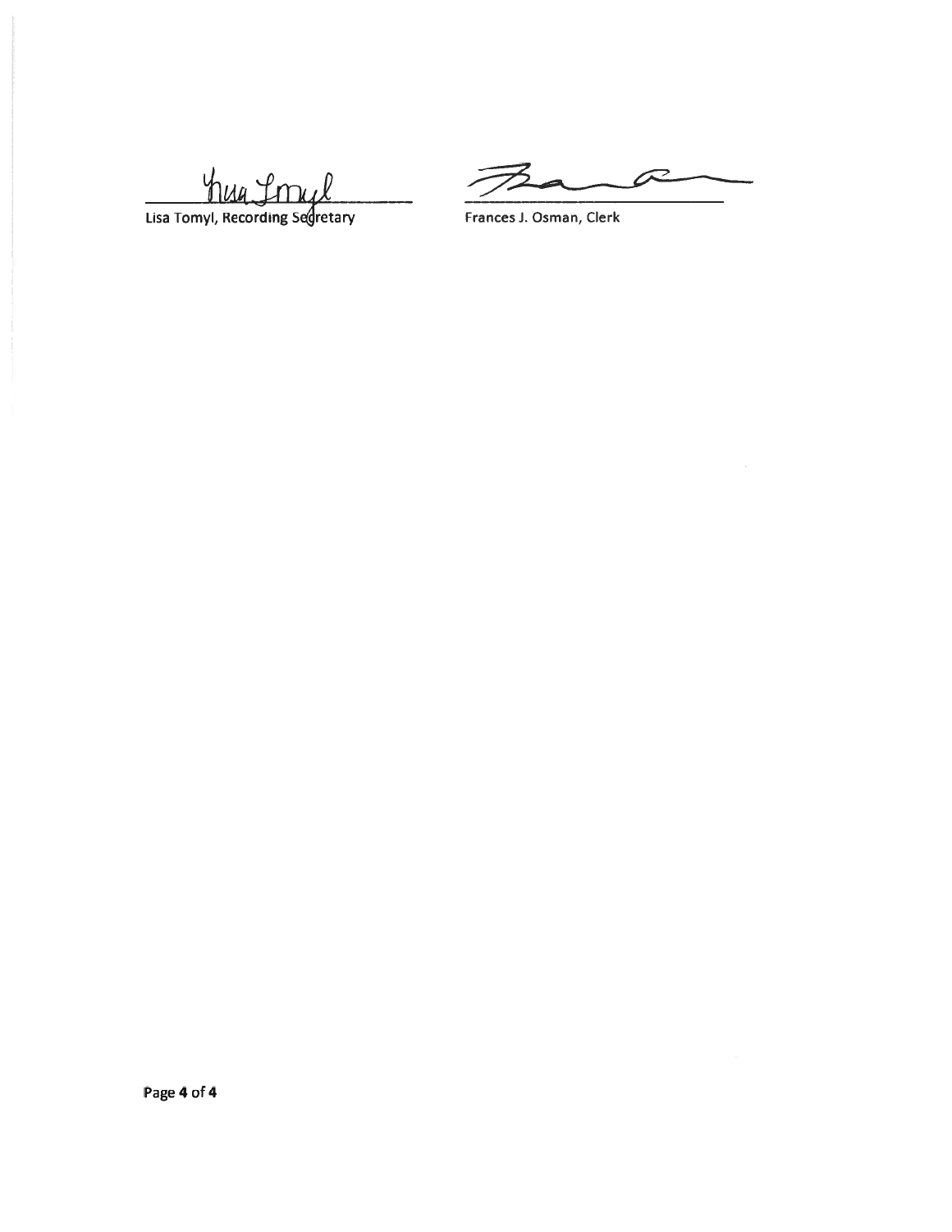Lisa Tomyl, Recording Secretary

Frances J. Osman, Clerk